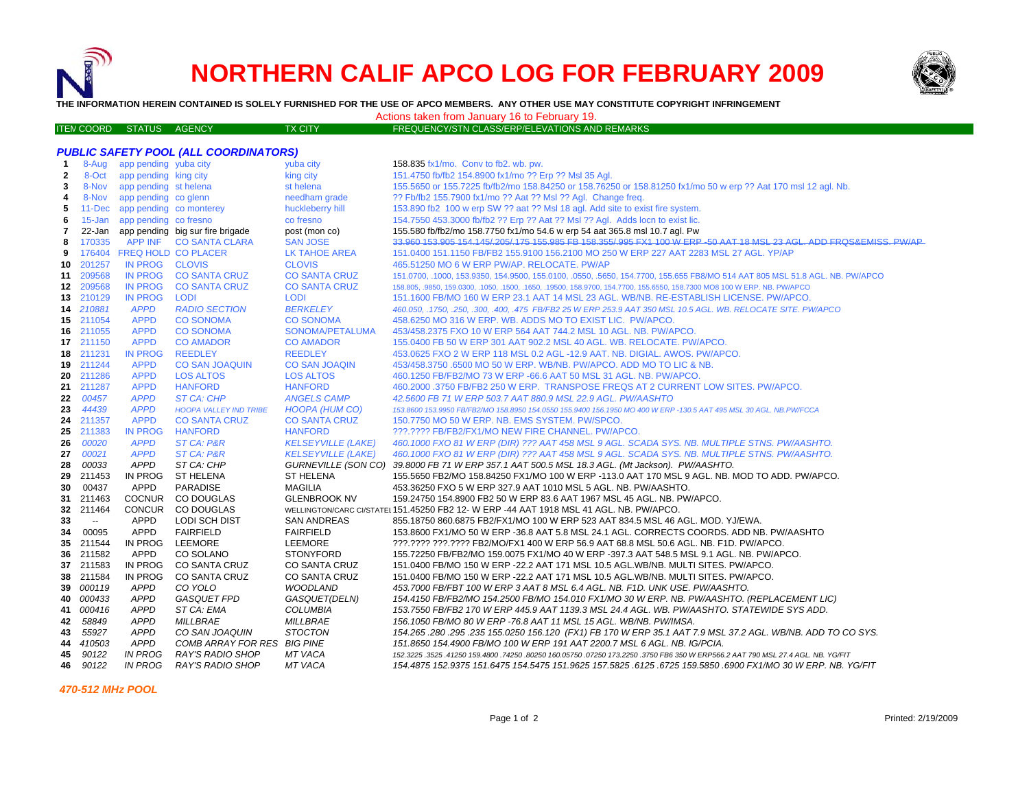# NORTHERN CALIF APCO LOG FOR FEBRUARY 2009

**THE INFORMATION HEREIN CONTAINED IS SOLELY FURNISHED FOR THE USE OF APCO MEMBERS. ANY OTHER USE MAY CONSTITUTE COPYRIGHT INFRINGEMENT**

Actions taken from January 16 to February 19.

### *PUBLIC SAFETY POOL (ALL COORDINATORS)*

| ITEM | COORD | STATUS | AGENCY | TX CITY | FREQUENCY/STN CLASS/ERP/ELEVATIONS AND REMARKS |
|---|---|---|---|---|---|
| 1 | 8-Aug | app pending | yuba city | yuba city | 158.835 fx1/mo. Conv to fb2. wb. pw. |
| 2 | 8-Oct | app pending | king city | king city | 151.4750 fb/fb2 154.8900 fx1/mo ?? Erp ?? Msl 35 Agl. |
| 3 | 8-Nov | app pending | st helena | st helena | 155.5650 or 155.7225 fb/fb2/mo 158.84250 or 158.76250 or 158.81250 fx1/mo 50 w erp ?? Aat 170 msl 12 agl. Nb. |
| 4 | 8-Nov | app pending | co glenn | needham grade | ?? Fb/fb2 155.7900 fx1/mo ?? Aat ?? Msl ?? Agl. Change freq. |
| 5 | 11-Dec | app pending | co monterey | huckleberry hill | 153.890 fb2 100 w erp SW ?? aat ?? Msl 18 agl. Add site to exist fire system. |
| 6 | 15-Jan | app pending | co fresno | co fresno | 154.7550 453.3000 fb/fb2 ?? Erp ?? Aat ?? Msl ?? Agl. Adds locn to exist lic. |
| 7 | 22-Jan | app pending | big sur fire brigade | post (mon co) | 155.580 fb/fb2/mo 158.7750 fx1/mo 54.6 w erp 54 aat 365.8 msl 10.7 agl. Pw |
| 8 | 170335 | APP INF | CO SANTA CLARA | SAN JOSE | ~~33.960 153.905 154.145/.205/.175 155.985 FB 158.355/.995 FX1 100 W ERP -50 AAT 18 MSL 23 AGL. ADD FRQS&EMISS. PW/AP~~ |
| 9 | 176404 | FREQ HOLD | CO PLACER | LK TAHOE AREA | 151.0400 151.1150 FB/FB2 155.9100 156.2100 MO 250 W ERP 227 AAT 2283 MSL 27 AGL. YP/AP |
| 10 | 201257 | IN PROG | CLOVIS | CLOVIS | 465.51250 MO 6 W ERP PW/AP. RELOCATE. PW/AP |
| 11 | 209568 | IN PROG | CO SANTA CRUZ | CO SANTA CRUZ | 151.0700, .1000, 153.9350, 154.9500, 155.0100, .0550, .5650, 154.7700, 155.655 FB8/MO 514 AAT 805 MSL 51.8 AGL. NB. PW/APCO |
| 12 | 209568 | IN PROG | CO SANTA CRUZ | CO SANTA CRUZ | 158.805, .9850, 159.0300, .1050, .1500, .1650, .19500, 158.9700, 154.7700, 155.6550, 158.7300 MO8 100 W ERP. NB. PW/APCO |
| 13 | 210129 | IN PROG | LODI | LODI | 151.1600 FB/MO 160 W ERP 23.1 AAT 14 MSL 23 AGL. WB/NB. RE-ESTABLISH LICENSE. PW/APCO. |
| 14 | *210881* | *APPD* | *RADIO SECTION* | *BERKELEY* | *460.050, .1750, .250, .300, .400, .475 FB/FB2 25 W ERP 253.9 AAT 350 MSL 10.5 AGL. WB. RELOCATE SITE. PW/APCO* |
| 15 | 211054 | APPD | CO SONOMA | CO SONOMA | 458.6250 MO 316 W ERP. WB. ADDS MO TO EXIST LIC. PW/APCO. |
| 16 | 211055 | APPD | CO SONOMA | SONOMA/PETALUMA | 453/458.2375 FXO 10 W ERP 564 AAT 744.2 MSL 10 AGL. NB. PW/APCO. |
| 17 | 211150 | APPD | CO AMADOR | CO AMADOR | 155.0400 FB 50 W ERP 301 AAT 902.2 MSL 40 AGL. WB. RELOCATE. PW/APCO. |
| 18 | 211231 | IN PROG | REEDLEY | REEDLEY | 453.0625 FXO 2 W ERP 118 MSL 0.2 AGL -12.9 AAT. NB. DIGIAL. AWOS. PW/APCO. |
| 19 | 211244 | APPD | CO SAN JOAQUIN | CO SAN JOAQIN | 453/458.3750 .6500 MO 50 W ERP. WB/NB. PW/APCO. ADD MO TO LIC & NB. |
| 20 | 211286 | APPD | LOS ALTOS | LOS ALTOS | 460.1250 FB/FB2/MO 73 W ERP -66.6 AAT 50 MSL 31 AGL. NB. PW/APCO. |
| 21 | 211287 | APPD | HANFORD | HANFORD | 460.2000 .3750 FB/FB2 250 W ERP. TRANSPOSE FREQS AT 2 CURRENT LOW SITES. PW/APCO. |
| 22 | *00457* | *APPD* | *ST CA: CHP* | *ANGELS CAMP* | *42.5600 FB 71 W ERP 503.7 AAT 880.9 MSL 22.9 AGL. PW/AASHTO* |
| 23 | *44439* | *APPD* | *HOOPA VALLEY IND TRIBE* | *HOOPA (HUM CO)* | *153.8600 153.9950 FB/FB2/MO 158.8950 154.0550 155.9400 156.1950 MO 400 W ERP -130.5 AAT 495 MSL 30 AGL. NB.PW/FCCA* |
| 24 | 211357 | APPD | CO SANTA CRUZ | CO SANTA CRUZ | 150.7750 MO 50 W ERP. NB. EMS SYSTEM. PW/SPCO. |
| 25 | 211383 | IN PROG | HANFORD | HANFORD | ???.???? FB/FB2/FX1/MO NEW FIRE CHANNEL. PW/APCO. |
| 26 | *00020* | *APPD* | *ST CA: P&R* | *KELSEYVILLE (LAKE)* | *460.1000 FXO 81 W ERP (DIR) ??? AAT 458 MSL 9 AGL. SCADA SYS. NB. MULTIPLE STNS. PW/AASHTO.* |
| 27 | *00021* | *APPD* | *ST CA: P&R* | *KELSEYVILLE (LAKE)* | *460.1000 FXO 81 W ERP (DIR) ??? AAT 458 MSL 9 AGL. SCADA SYS. NB. MULTIPLE STNS. PW/AASHTO.* |
| 28 | *00033* | *APPD* | *ST CA: CHP* | *GURNEVILLE (SON CO)* | *39.8000 FB 71 W ERP 357.1 AAT 500.5 MSL 18.3 AGL. (Mt Jackson). PW/AASHTO.* |
| 29 | 211453 | IN PROG | ST HELENA | ST HELENA | 155.5650 FB2/MO 158.84250 FX1/MO 100 W ERP -113.0 AAT 170 MSL 9 AGL. NB. MOD TO ADD. PW/APCO. |
| 30 | 00437 | APPD | PARADISE | MAGILIA | 453.36250 FXO 5 W ERP 327.9 AAT 1010 MSL 5 AGL. NB. PW/AASHTO. |
| 31 | 211463 | COCNUR | CO DOUGLAS | GLENBROOK NV | 159.24750 154.8900 FB2 50 W ERP 83.6 AAT 1967 MSL 45 AGL. NB. PW/APCO. |
| 32 | 211464 | CONCUR | CO DOUGLAS | WELLINGTON/CARC CI/STATEL | 151.45250 FB2 12- W ERP -44 AAT 1918 MSL 41 AGL. NB. PW/APCO. |
| 33 | -- | APPD | LODI SCH DIST | SAN ANDREAS | 855.18750 860.6875 FB2/FX1/MO 100 W ERP 523 AAT 834.5 MSL 46 AGL. MOD. YJ/EWA. |
| 34 | 00095 | APPD | FAIRFIELD | FAIRFIELD | 153.8600 FX1/MO 50 W ERP -36.8 AAT 5.8 MSL 24.1 AGL. CORRECTS COORDS. ADD NB. PW/AASHTO |
| 35 | 211544 | IN PROG | LEEMORE | LEEMORE | ???.???? ???.???? FB2/MO/FX1 400 W ERP 56.9 AAT 68.8 MSL 50.6 AGL. NB. F1D. PW/APCO. |
| 36 | 211582 | APPD | CO SOLANO | STONYFORD | 155.72250 FB/FB2/MO 159.0075 FX1/MO 40 W ERP -397.3 AAT 548.5 MSL 9.1 AGL. NB. PW/APCO. |
| 37 | 211583 | IN PROG | CO SANTA CRUZ | CO SANTA CRUZ | 151.0400 FB/MO 150 W ERP -22.2 AAT 171 MSL 10.5 AGL.WB/NB. MULTI SITES. PW/APCO. |
| 38 | 211584 | IN PROG | CO SANTA CRUZ | CO SANTA CRUZ | 151.0400 FB/MO 150 W ERP -22.2 AAT 171 MSL 10.5 AGL.WB/NB. MULTI SITES. PW/APCO. |
| 39 | *000119* | *APPD* | *CO YOLO* | *WOODLAND* | *453.7000 FB/FBT 100 W ERP 3 AAT 8 MSL 6.4 AGL. NB. F1D. UNK USE. PW/AASHTO.* |
| 40 | *000433* | *APPD* | *GASQUET FPD* | *GASQUET(DELN)* | *154.4150 FB/FB2/MO 154.2500 FB/MO 154.010 FX1/MO 30 W ERP. NB. PW/AASHTO. (REPLACEMENT LIC)* |
| 41 | *000416* | *APPD* | *ST CA: EMA* | *COLUMBIA* | *153.7550 FB/FB2 170 W ERP 445.9 AAT 1139.3 MSL 24.4 AGL. WB. PW/AASHTO. STATEWIDE SYS ADD.* |
| 42 | *58849* | *APPD* | *MILLBRAE* | *MILLBRAE* | *156.1050 FB/MO 80 W ERP -76.8 AAT 11 MSL 15 AGL. WB/NB. PW/IMSA.* |
| 43 | *55927* | *APPD* | *CO SAN JOAQUIN* | *STOCTON* | *154.265 .280 .295 .235 155.0250 156.120 (FX1) FB 170 W ERP 35.1 AAT 7.9 MSL 37.2 AGL. WB/NB. ADD TO CO SYS.* |
| 44 | *410503* | *APPD* | *COMB ARRAY FOR RES* | *BIG PINE* | *151.8650 154.4900 FB/MO 100 W ERP 191 AAT 2200.7 MSL 6 AGL. NB. IG/PCIA.* |
| 45 | *90122* | *IN PROG* | *RAY'S RADIO SHOP* | *MT VACA* | *152.3225 .3525 .41250 159.4800 .74250 .80250 160.05750 .07250 173.2250 .3750 FB6 350 W ERP566.2 AAT 790 MSL 27.4 AGL. NB. YG/FIT* |
| 46 | *90122* | *IN PROG* | *RAY'S RADIO SHOP* | *MT VACA* | *154.4875 152.9375 151.6475 154.5475 151.9625 157.5825 .6125 .6725 159.5850 .6900 FX1/MO 30 W ERP. NB. YG/FIT* |

### *470-512 MHz POOL*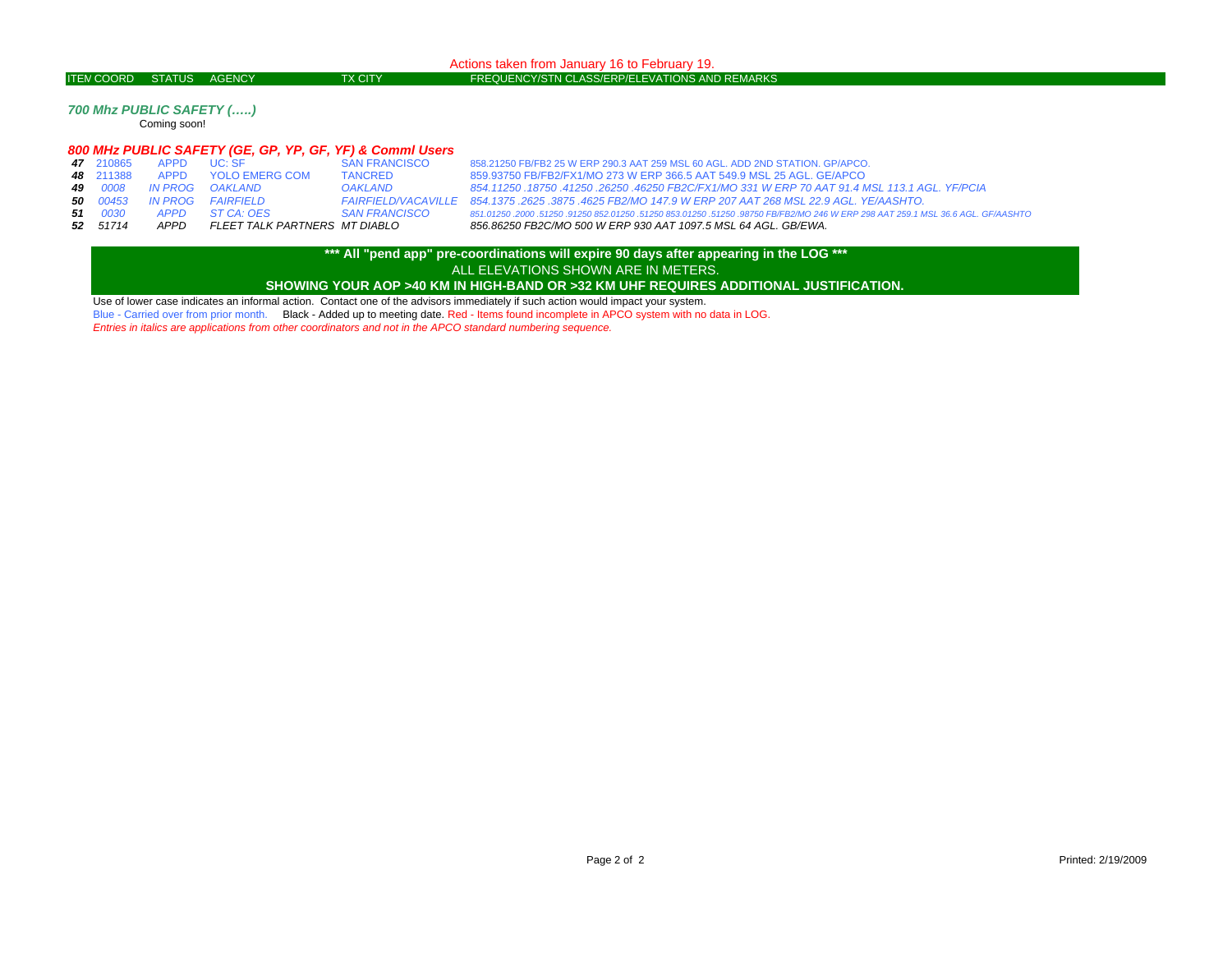Actions taken from January 16 to February 19.

| ITEM | COORD | STATUS | AGENCY | TX CITY | FREQUENCY/STN CLASS/ERP/ELEVATIONS AND REMARKS |
|---|---|---|---|---|---|

### *700 Mhz PUBLIC SAFETY (…..)*

Coming soon!

### *800 MHz PUBLIC SAFETY (GE, GP, YP, GF, YF) & Comml Users*

| ITEM | COORD | STATUS | AGENCY | TX CITY | FREQUENCY/STN CLASS/ERP/ELEVATIONS AND REMARKS |
|---|---|---|---|---|---|
| **47** | 210865 | APPD | UC: SF | SAN FRANCISCO | 858.21250 FB/FB2 25 W ERP 290.3 AAT 259 MSL 60 AGL. ADD 2ND STATION. GP/APCO. |
| **48** | 211388 | APPD | YOLO EMERG COM | TANCRED | 859.93750 FB/FB2/FX1/MO 273 W ERP 366.5 AAT 549.9 MSL 25 AGL. GE/APCO |
| ***49*** | *0008* | *IN PROG* | *OAKLAND* | *OAKLAND* | *854.11250 .18750 .41250 .26250 .46250 FB2C/FX1/MO 331 W ERP 70 AAT 91.4 MSL 113.1 AGL. YF/PCIA* |
| ***50*** | *00453* | *IN PROG* | *FAIRFIELD* | *FAIRFIELD/VACAVILLE* | *854.1375 .2625 .3875 .4625 FB2/MO 147.9 W ERP 207 AAT 268 MSL 22.9 AGL. YE/AASHTO.* |
| ***51*** | *0030* | *APPD* | *ST CA: OES* | *SAN FRANCISCO* | *851.01250 .2000 .51250 .91250 852.01250 .51250 853.01250 .51250 .98750 FB/FB2/MO 246 W ERP 298 AAT 259.1 MSL 36.6 AGL. GF/AASHTO* |
| ***52*** | *51714* | *APPD* | *FLEET TALK PARTNERS* | *MT DIABLO* | *856.86250 FB2C/MO 500 W ERP 930 AAT 1097.5 MSL 64 AGL. GB/EWA.* |

**\*\*\* All "pend app" pre-coordinations will expire 90 days after appearing in the LOG \*\*\***

ALL ELEVATIONS SHOWN ARE IN METERS.

**SHOWING YOUR AOP >40 KM IN HIGH-BAND OR >32 KM UHF REQUIRES ADDITIONAL JUSTIFICATION.**

Use of lower case indicates an informal action. Contact one of the advisors immediately if such action would impact your system.

Blue - Carried over from prior month. Black - Added up to meeting date. Red - Items found incomplete in APCO system with no data in LOG.

*Entries in italics are applications from other coordinators and not in the APCO standard numbering sequence.*

Printed: 2/19/2009